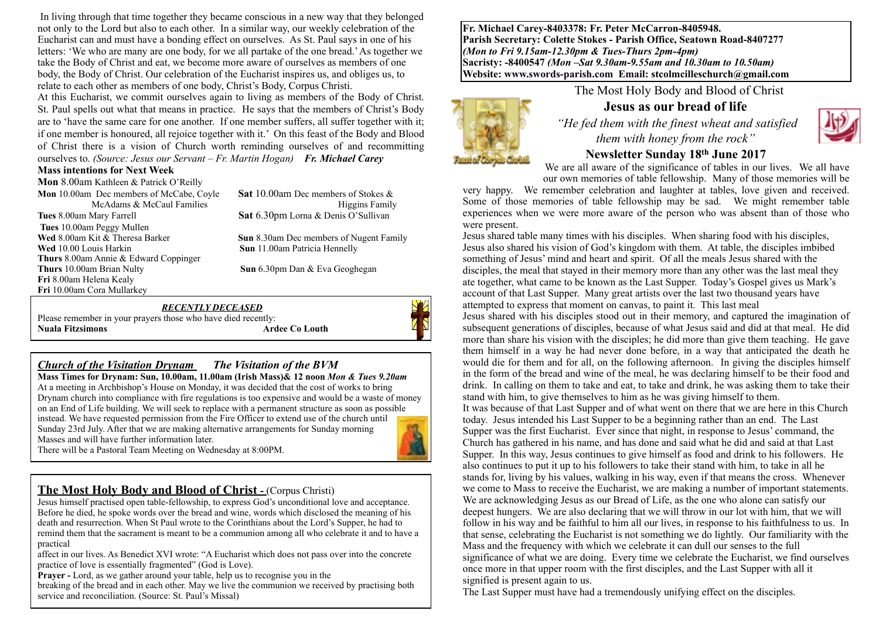In living through that time together they became conscious in a new way that they belonged not only to the Lord but also to each other. In a similar way, our weekly celebration of the Eucharist can and must have a bonding effect on ourselves. As St. Paul says in one of his letters: 'We who are many are one body, for we all partake of the one bread.' As together we take the Body of Christ and eat, we become more aware of ourselves as members of one body, the Body of Christ. Our celebration of the Eucharist inspires us, and obliges us, to relate to each other as members of one body, Christ's Body, Corpus Christi.

At this Eucharist, we commit ourselves again to living as members of the Body of Christ. St. Paul spells out what that means in practice. He says that the members of Christ's Body are to 'have the same care for one another. If one member suffers, all suffer together with it; if one member is honoured, all rejoice together with it.' On this feast of the Body and Blood of Christ there is a vision of Church worth reminding ourselves of and recommitting ourselves to. *(Source: Jesus our Servant – Fr. Martin Hogan)* ***Fr. Michael Carey***

**Mass intentions for Next Week**

**Mon** 8.00am Kathleen & Patrick O'Reilly
**Mon** 10.00am Dec members of McCabe, Coyle McAdams & McCaul Families
**Tues** 8.00am Mary Farrell
**Tues** 10.00am Peggy Mullen
**Wed** 8.00am Kit & Theresa Barker
**Wed** 10.00 Louis Harkin
**Thurs** 8.00am Annie & Edward Coppinger
**Thurs** 10.00am Brian Nulty
**Fri** 8.00am Helena Kealy
**Fri** 10.00am Cora Mullarkey
**Sat** 10.00am Dec members of Stokes & Higgins Family
**Sat** 6.30pm Lorna & Denis O'Sullivan
**Sun** 8.30am Dec members of Nugent Family
**Sun** 11.00am Patricia Hennelly
**Sun** 6.30pm Dan & Eva Geoghegan

***RECENTLY DECEASED***

Please remember in your prayers those who have died recently:
**Nuala Fitzsimons** **Ardee Co Louth**

## *Church of the Visitation Drynam* *The Visitation of the BVM*

**Mass Times for Drynam: Sun, 10.00am, 11.00am (Irish Mass)& 12 noon** ***Mon & Tues 9.20am***

At a meeting in Archbishop's House on Monday, it was decided that the cost of works to bring Drynam church into compliance with fire regulations is too expensive and would be a waste of money on an End of Life building. We will seek to replace with a permanent structure as soon as possible instead. We have requested permission from the Fire Officer to extend use of the church until Sunday 23rd July. After that we are making alternative arrangements for Sunday morning Masses and will have further information later.

There will be a Pastoral Team Meeting on Wednesday at 8:00PM.

## The Most Holy Body and Blood of Christ - (Corpus Christi)

Jesus himself practised open table-fellowship, to express God's unconditional love and acceptance. Before he died, he spoke words over the bread and wine, words which disclosed the meaning of his death and resurrection. When St Paul wrote to the Corinthians about the Lord's Supper, he had to remind them that the sacrament is meant to be a communion among all who celebrate it and to have a practical affect in our lives. As Benedict XVI wrote: "A Eucharist which does not pass over into the concrete practice of love is essentially fragmented" (God is Love).

**Prayer -** Lord, as we gather around your table, help us to recognise you in the breaking of the bread and in each other. May we live the communion we received by practising both service and reconciliation. (Source: St. Paul's Missal)

**Fr. Michael Carey-8403378: Fr. Peter McCarron-8405948.**
**Parish Secretary: Colette Stokes - Parish Office, Seatown Road-8407277**
***(Mon to Fri 9.15am-12.30pm & Tues-Thurs 2pm-4pm)***
**Sacristy: -8400547** ***(Mon –Sat 9.30am-9.55am and 10.30am to 10.50am)***
**Website: www.swords-parish.com Email: stcolmcilleschurch@gmail.com**

# The Most Holy Body and Blood of Christ

## Jesus as our bread of life

*"He fed them with the finest wheat and satisfied them with honey from the rock"*

### Newsletter Sunday 18th June 2017

We are all aware of the significance of tables in our lives. We all have our own memories of table fellowship. Many of those memories will be very happy. We remember celebration and laughter at tables, love given and received. Some of those memories of table fellowship may be sad. We might remember table experiences when we were more aware of the person who was absent than of those who were present.

Jesus shared table many times with his disciples. When sharing food with his disciples, Jesus also shared his vision of God's kingdom with them. At table, the disciples imbibed something of Jesus' mind and heart and spirit. Of all the meals Jesus shared with the disciples, the meal that stayed in their memory more than any other was the last meal they ate together, what came to be known as the Last Supper. Today's Gospel gives us Mark's account of that Last Supper. Many great artists over the last two thousand years have attempted to express that moment on canvas, to paint it. This last meal Jesus shared with his disciples stood out in their memory, and captured the imagination of subsequent generations of disciples, because of what Jesus said and did at that meal. He did more than share his vision with the disciples; he did more than give them teaching. He gave them himself in a way he had never done before, in a way that anticipated the death he would die for them and for all, on the following afternoon. In giving the disciples himself in the form of the bread and wine of the meal, he was declaring himself to be their food and drink. In calling on them to take and eat, to take and drink, he was asking them to take their stand with him, to give themselves to him as he was giving himself to them.

It was because of that Last Supper and of what went on there that we are here in this Church today. Jesus intended his Last Supper to be a beginning rather than an end. The Last Supper was the first Eucharist. Ever since that night, in response to Jesus' command, the Church has gathered in his name, and has done and said what he did and said at that Last Supper. In this way, Jesus continues to give himself as food and drink to his followers. He also continues to put it up to his followers to take their stand with him, to take in all he stands for, living by his values, walking in his way, even if that means the cross. Whenever we come to Mass to receive the Eucharist, we are making a number of important statements. We are acknowledging Jesus as our Bread of Life, as the one who alone can satisfy our deepest hungers. We are also declaring that we will throw in our lot with him, that we will follow in his way and be faithful to him all our lives, in response to his faithfulness to us. In that sense, celebrating the Eucharist is not something we do lightly. Our familiarity with the Mass and the frequency with which we celebrate it can dull our senses to the full significance of what we are doing. Every time we celebrate the Eucharist, we find ourselves once more in that upper room with the first disciples, and the Last Supper with all it signified is present again to us.

The Last Supper must have had a tremendously unifying effect on the disciples.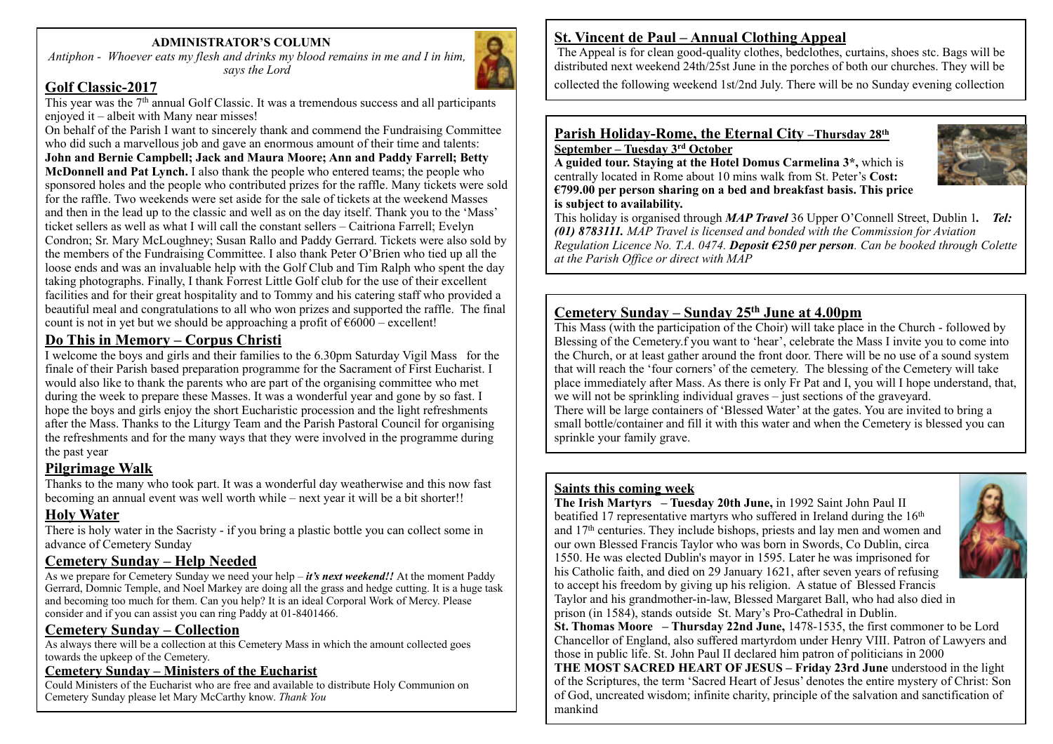**ADMINISTRATOR'S COLUMN**

*Antiphon - Whoever eats my flesh and drinks my blood remains in me and I in him, says the Lord*

## Golf Classic-2017

This year was the 7th annual Golf Classic. It was a tremendous success and all participants enjoyed it – albeit with Many near misses!

On behalf of the Parish I want to sincerely thank and commend the Fundraising Committee who did such a marvellous job and gave an enormous amount of their time and talents: **John and Bernie Campbell; Jack and Maura Moore; Ann and Paddy Farrell; Betty McDonnell and Pat Lynch.** I also thank the people who entered teams; the people who sponsored holes and the people who contributed prizes for the raffle. Many tickets were sold for the raffle. Two weekends were set aside for the sale of tickets at the weekend Masses and then in the lead up to the classic and well as on the day itself. Thank you to the 'Mass' ticket sellers as well as what I will call the constant sellers – Caitriona Farrell; Evelyn Condron; Sr. Mary McLoughney; Susan Rallo and Paddy Gerrard. Tickets were also sold by the members of the Fundraising Committee. I also thank Peter O'Brien who tied up all the loose ends and was an invaluable help with the Golf Club and Tim Ralph who spent the day taking photographs. Finally, I thank Forrest Little Golf club for the use of their excellent facilities and for their great hospitality and to Tommy and his catering staff who provided a beautiful meal and congratulations to all who won prizes and supported the raffle. The final count is not in yet but we should be approaching a profit of €6000 – excellent!

## Do This in Memory – Corpus Christi

I welcome the boys and girls and their families to the 6.30pm Saturday Vigil Mass for the finale of their Parish based preparation programme for the Sacrament of First Eucharist. I would also like to thank the parents who are part of the organising committee who met during the week to prepare these Masses. It was a wonderful year and gone by so fast. I hope the boys and girls enjoy the short Eucharistic procession and the light refreshments after the Mass. Thanks to the Liturgy Team and the Parish Pastoral Council for organising the refreshments and for the many ways that they were involved in the programme during the past year

## Pilgrimage Walk

Thanks to the many who took part. It was a wonderful day weatherwise and this now fast becoming an annual event was well worth while – next year it will be a bit shorter!!

## Holy Water

There is holy water in the Sacristy - if you bring a plastic bottle you can collect some in advance of Cemetery Sunday

## Cemetery Sunday – Help Needed

As we prepare for Cemetery Sunday we need your help – ***it's next weekend!!*** At the moment Paddy Gerrard, Domnic Temple, and Noel Markey are doing all the grass and hedge cutting. It is a huge task and becoming too much for them. Can you help? It is an ideal Corporal Work of Mercy. Please consider and if you can assist you can ring Paddy at 01-8401466.

## Cemetery Sunday – Collection

As always there will be a collection at this Cemetery Mass in which the amount collected goes towards the upkeep of the Cemetery.

## Cemetery Sunday – Ministers of the Eucharist

Could Ministers of the Eucharist who are free and available to distribute Holy Communion on Cemetery Sunday please let Mary McCarthy know. *Thank You*

## St. Vincent de Paul – Annual Clothing Appeal

The Appeal is for clean good-quality clothes, bedclothes, curtains, shoes stc. Bags will be distributed next weekend 24th/25st June in the porches of both our churches. They will be collected the following weekend 1st/2nd July. There will be no Sunday evening collection

## Parish Holiday-Rome, the Eternal City –Thursday 28th September – Tuesday 3rd October

**A guided tour. Staying at the Hotel Domus Carmelina 3\*,** which is centrally located in Rome about 10 mins walk from St. Peter's **Cost: €799.00 per person sharing on a bed and breakfast basis. This price is subject to availability.**

This holiday is organised through ***MAP Travel*** 36 Upper O'Connell Street, Dublin 1**.** ***Tel: (01) 8783111.*** *MAP Travel is licensed and bonded with the Commission for Aviation Regulation Licence No. T.A. 0474.* ***Deposit €250 per person****. Can be booked through Colette at the Parish Office or direct with MAP*

## Cemetery Sunday – Sunday 25th June at 4.00pm

This Mass (with the participation of the Choir) will take place in the Church - followed by Blessing of the Cemetery.f you want to 'hear', celebrate the Mass I invite you to come into the Church, or at least gather around the front door. There will be no use of a sound system that will reach the 'four corners' of the cemetery. The blessing of the Cemetery will take place immediately after Mass. As there is only Fr Pat and I, you will I hope understand, that, we will not be sprinkling individual graves – just sections of the graveyard.

There will be large containers of 'Blessed Water' at the gates. You are invited to bring a small bottle/container and fill it with this water and when the Cemetery is blessed you can sprinkle your family grave.

## Saints this coming week

**The Irish Martyrs – Tuesday 20th June,** in 1992 Saint John Paul II beatified 17 representative martyrs who suffered in Ireland during the 16th and 17th centuries. They include bishops, priests and lay men and women and our own Blessed Francis Taylor who was born in Swords, Co Dublin, circa 1550. He was elected Dublin's mayor in 1595. Later he was imprisoned for his Catholic faith, and died on 29 January 1621, after seven years of refusing to accept his freedom by giving up his religion. A statue of Blessed Francis Taylor and his grandmother-in-law, Blessed Margaret Ball, who had also died in prison (in 1584), stands outside St. Mary's Pro-Cathedral in Dublin.

**St. Thomas Moore – Thursday 22nd June,** 1478-1535, the first commoner to be Lord Chancellor of England, also suffered martyrdom under Henry VIII. Patron of Lawyers and those in public life. St. John Paul II declared him patron of politicians in 2000

**THE MOST SACRED HEART OF JESUS – Friday 23rd June** understood in the light of the Scriptures, the term 'Sacred Heart of Jesus' denotes the entire mystery of Christ: Son of God, uncreated wisdom; infinite charity, principle of the salvation and sanctification of mankind